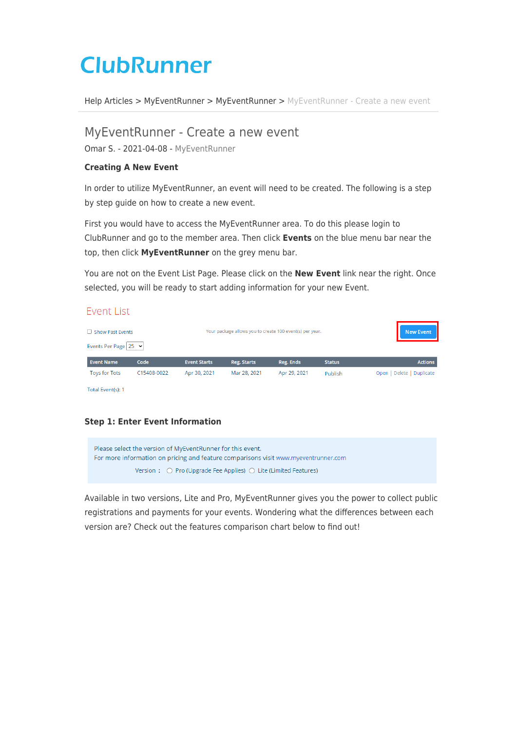# ClubRunner

Help Articles > MyEventRunner > MyEventRunner > MyEventRunner - Create a new event

## MyEventRunner - Create a new event

Omar S. - 2021-04-08 - MyEventRunner

**Creating A New Event**

In order to utilize MyEventRunner, an event will need to be created. The following is a step by step guide on how to create a new event.

First you would have to access the MyEventRunner area. To do this please login to ClubRunner and go to the member area. Then click **Events** on the blue menu bar near the top, then click **MyEventRunner** on the grey menu bar.

You are not on the Event List Page. Please click on the **New Event** link near the right. Once selected, you will be ready to start adding information for your new Event.

Event List

☐ Show Past Events

Your package allows you to create 100 event(s) per year.

New Event

Events Per Page 25

| Event Name | Code | Event Starts | Reg. Starts | Reg. Ends | Status | Actions |
|---|---|---|---|---|---|---|
| Toys for Tots | C15408-0022 | Apr 30, 2021 | Mar 28, 2021 | Apr 29, 2021 | Publish | Open \| Delete \| Duplicate |

Total Event(s): 1

**Step 1: Enter Event Information**

Please select the version of MyEventRunner for this event.
For more information on pricing and feature comparisons visit www.myeventrunner.com

Version : ○ Pro (Upgrade Fee Applies) ○ Lite (Limited Features)

Available in two versions, Lite and Pro, MyEventRunner gives you the power to collect public registrations and payments for your events. Wondering what the differences between each version are? Check out the features comparison chart below to find out!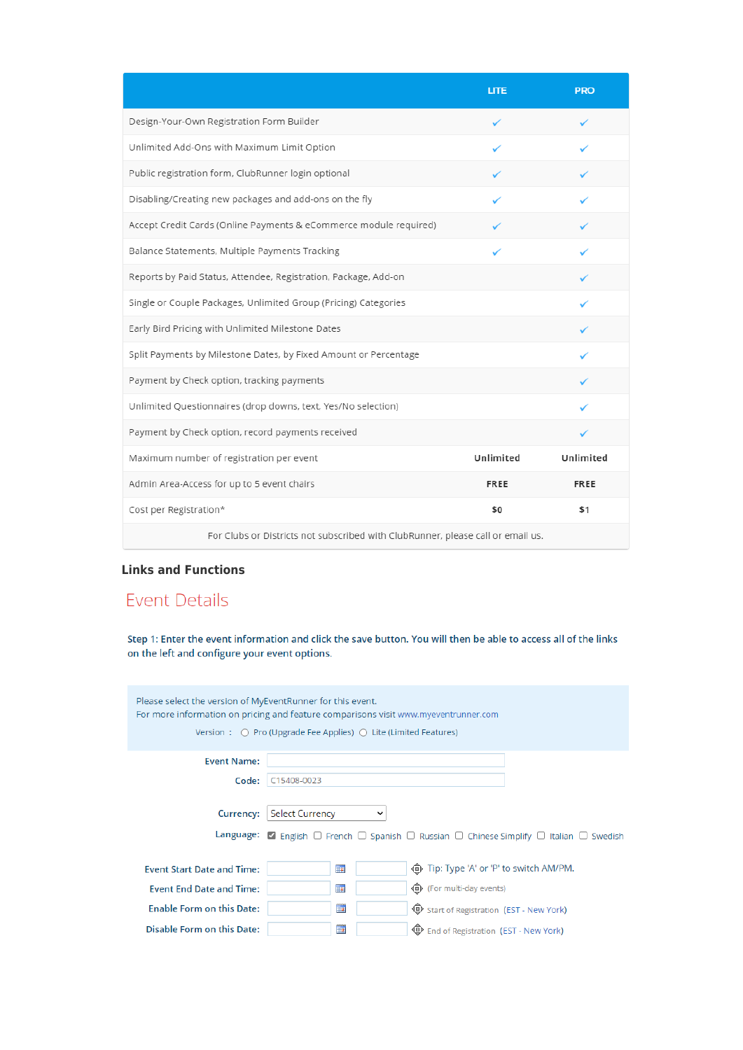| | LITE | PRO |
|---|---|---|
| Design-Your-Own Registration Form Builder | ✓ | ✓ |
| Unlimited Add-Ons with Maximum Limit Option | ✓ | ✓ |
| Public registration form, ClubRunner login optional | ✓ | ✓ |
| Disabling/Creating new packages and add-ons on the fly | ✓ | ✓ |
| Accept Credit Cards (Online Payments & eCommerce module required) | ✓ | ✓ |
| Balance Statements, Multiple Payments Tracking | ✓ | ✓ |
| Reports by Paid Status, Attendee, Registration, Package, Add-on | | ✓ |
| Single or Couple Packages, Unlimited Group (Pricing) Categories | | ✓ |
| Early Bird Pricing with Unlimited Milestone Dates | | ✓ |
| Split Payments by Milestone Dates, by Fixed Amount or Percentage | | ✓ |
| Payment by Check option, tracking payments | | ✓ |
| Unlimited Questionnaires (drop downs, text, Yes/No selection) | | ✓ |
| Payment by Check option, record payments received | | ✓ |
| Maximum number of registration per event | **Unlimited** | **Unlimited** |
| Admin Area-Access for up to 5 event chairs | **FREE** | **FREE** |
| Cost per Registration* | **$0** | **$1** |
| For Clubs or Districts not subscribed with ClubRunner, please call or email us. | | |

## Links and Functions

# Event Details

**Step 1: Enter the event information and click the save button. You will then be able to access all of the links on the left and configure your event options.**

Please select the version of MyEventRunner for this event.
For more information on pricing and feature comparisons visit www.myeventrunner.com

Version : ○ Pro (Upgrade Fee Applies) ○ Lite (Limited Features)

**Event Name:** [ ]

**Code:** C15408-0023

**Currency:** Select Currency

**Language:** ☑ English ☐ French ☐ Spanish ☐ Russian ☐ Chinese Simplify ☐ Italian ☐ Swedish

**Event Start Date and Time:** [ ] [ ] Tip: Type 'A' or 'P' to switch AM/PM.

**Event End Date and Time:** [ ] [ ] (For multi-day events)

**Enable Form on this Date:** [ ] [ ] Start of Registration (EST - New York)

**Disable Form on this Date:** [ ] [ ] End of Registration (EST - New York)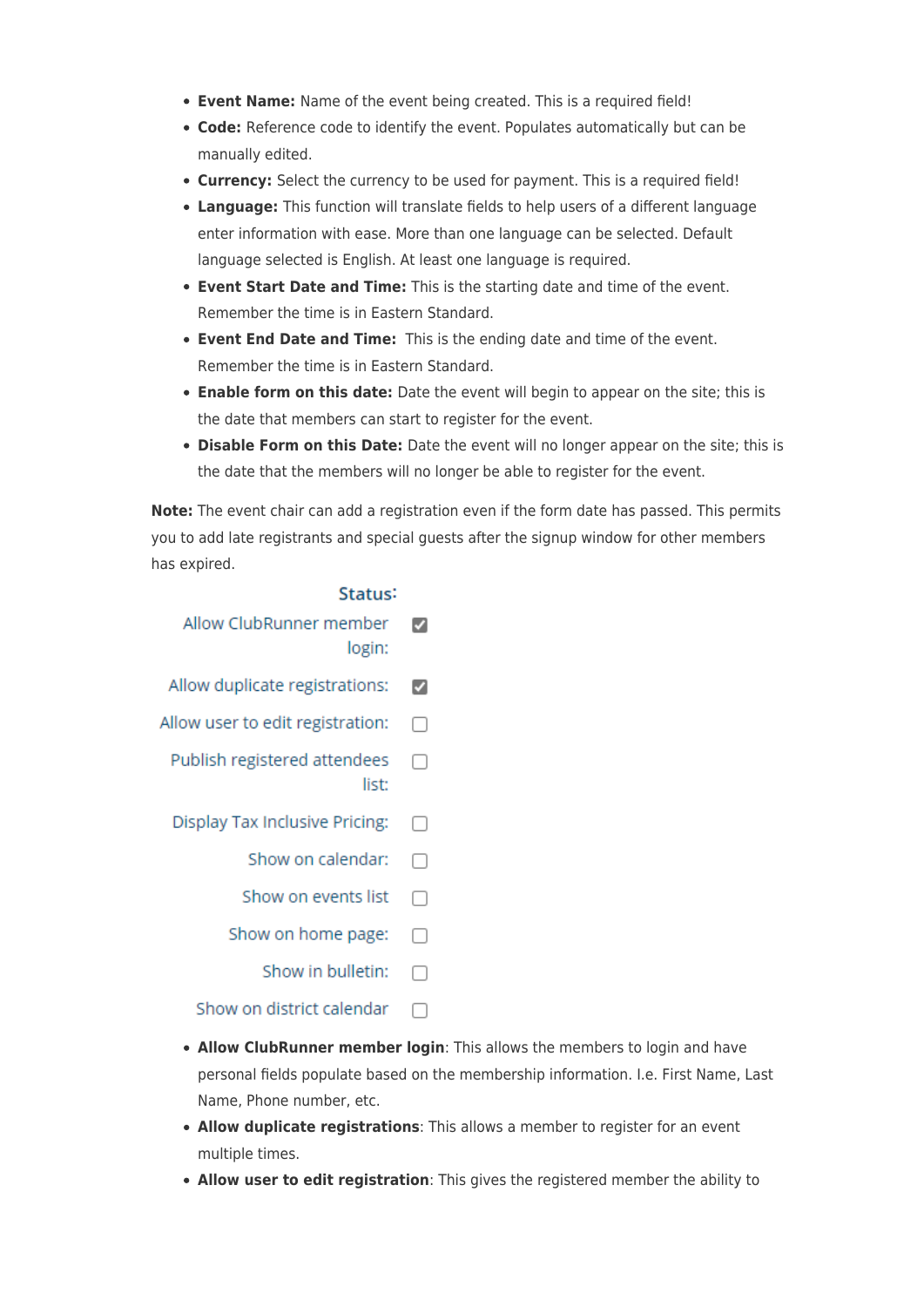- **Event Name:** Name of the event being created. This is a required field!
- **Code:** Reference code to identify the event. Populates automatically but can be manually edited.
- **Currency:** Select the currency to be used for payment. This is a required field!
- **Language:** This function will translate fields to help users of a different language enter information with ease. More than one language can be selected. Default language selected is English. At least one language is required.
- **Event Start Date and Time:** This is the starting date and time of the event. Remember the time is in Eastern Standard.
- **Event End Date and Time:** This is the ending date and time of the event. Remember the time is in Eastern Standard.
- **Enable form on this date:** Date the event will begin to appear on the site; this is the date that members can start to register for the event.
- **Disable Form on this Date:** Date the event will no longer appear on the site; this is the date that the members will no longer be able to register for the event.

**Note:** The event chair can add a registration even if the form date has passed. This permits you to add late registrants and special guests after the signup window for other members has expired.

**Status:**

| Setting | |
|---|---|
| Allow ClubRunner member login: | ☑ |
| Allow duplicate registrations: | ☑ |
| Allow user to edit registration: | ☐ |
| Publish registered attendees list: | ☐ |
| Display Tax Inclusive Pricing: | ☐ |
| Show on calendar: | ☐ |
| Show on events list | ☐ |
| Show on home page: | ☐ |
| Show in bulletin: | ☐ |
| Show on district calendar | ☐ |

- **Allow ClubRunner member login**: This allows the members to login and have personal fields populate based on the membership information. I.e. First Name, Last Name, Phone number, etc.
- **Allow duplicate registrations**: This allows a member to register for an event multiple times.
- **Allow user to edit registration**: This gives the registered member the ability to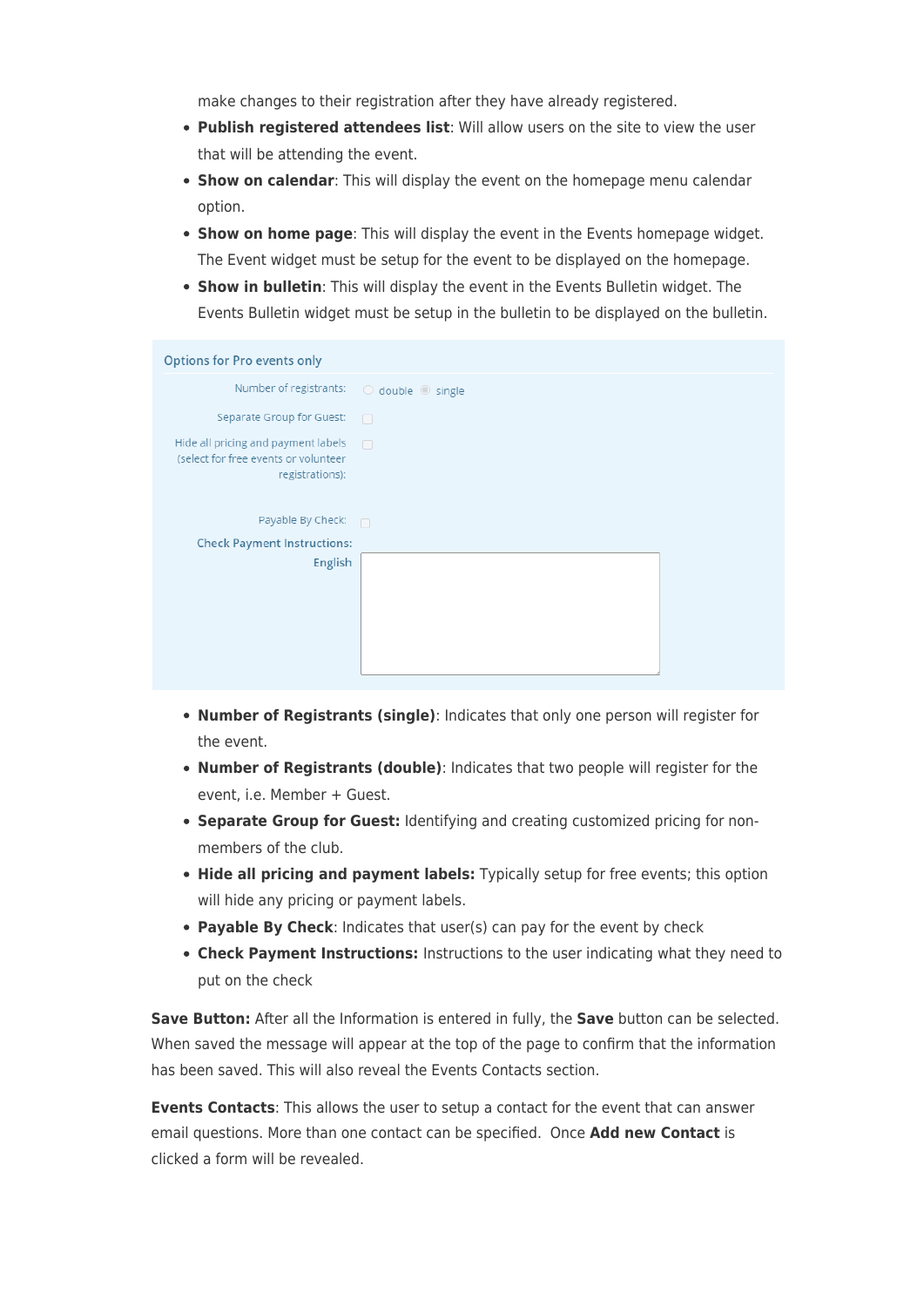make changes to their registration after they have already registered.

- **Publish registered attendees list**: Will allow users on the site to view the user that will be attending the event.
- **Show on calendar**: This will display the event on the homepage menu calendar option.
- **Show on home page**: This will display the event in the Events homepage widget. The Event widget must be setup for the event to be displayed on the homepage.
- **Show in bulletin**: This will display the event in the Events Bulletin widget. The Events Bulletin widget must be setup in the bulletin to be displayed on the bulletin.

Options for Pro events only

Number of registrants: double single

Separate Group for Guest:

Hide all pricing and payment labels (select for free events or volunteer registrations):

Payable By Check:

Check Payment Instructions:

English

- **Number of Registrants (single)**: Indicates that only one person will register for the event.
- **Number of Registrants (double)**: Indicates that two people will register for the event, i.e. Member + Guest.
- **Separate Group for Guest:** Identifying and creating customized pricing for non-members of the club.
- **Hide all pricing and payment labels:** Typically setup for free events; this option will hide any pricing or payment labels.
- **Payable By Check**: Indicates that user(s) can pay for the event by check
- **Check Payment Instructions:** Instructions to the user indicating what they need to put on the check

**Save Button:** After all the Information is entered in fully, the **Save** button can be selected. When saved the message will appear at the top of the page to confirm that the information has been saved. This will also reveal the Events Contacts section.

**Events Contacts**: This allows the user to setup a contact for the event that can answer email questions. More than one contact can be specified. Once **Add new Contact** is clicked a form will be revealed.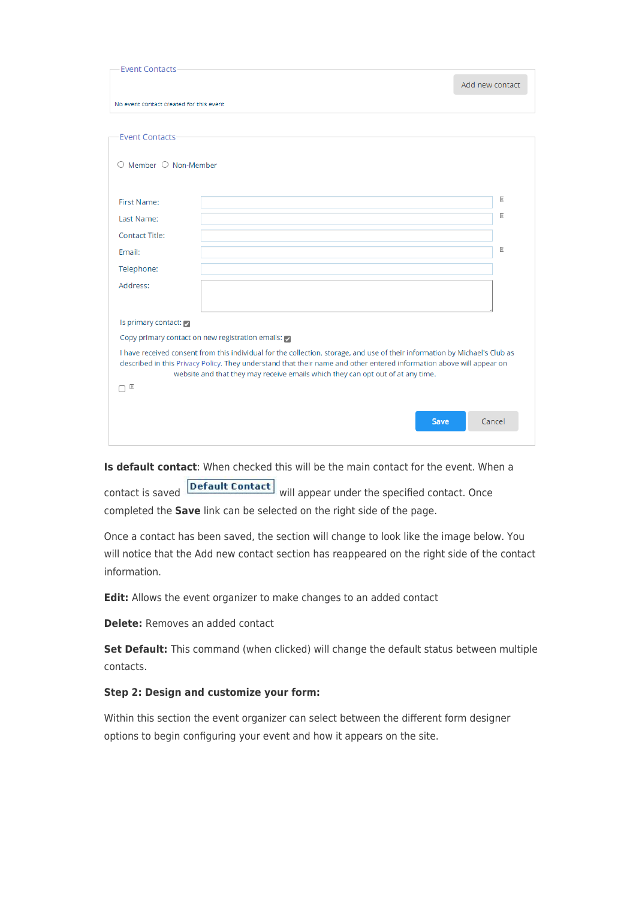Event Contacts

Add new contact

No event contact created for this event

Event Contacts

○ Member ○ Non-Member

First Name:

Last Name:

Contact Title:

Email:

Telephone:

Address:

Is primary contact: ☑

Copy primary contact on new registration emails: ☑

I have received consent from this individual for the collection, storage, and use of their information by Michael's Club as described in this Privacy Policy. They understand that their name and other entered information above will appear on website and that they may receive emails which they can opt out of at any time.

☐

Save Cancel

**Is default contact**: When checked this will be the main contact for the event. When a contact is saved **Default Contact** will appear under the specified contact. Once completed the **Save** link can be selected on the right side of the page.

Once a contact has been saved, the section will change to look like the image below. You will notice that the Add new contact section has reappeared on the right side of the contact information.

**Edit:** Allows the event organizer to make changes to an added contact

**Delete:** Removes an added contact

**Set Default:** This command (when clicked) will change the default status between multiple contacts.

**Step 2: Design and customize your form:**

Within this section the event organizer can select between the different form designer options to begin configuring your event and how it appears on the site.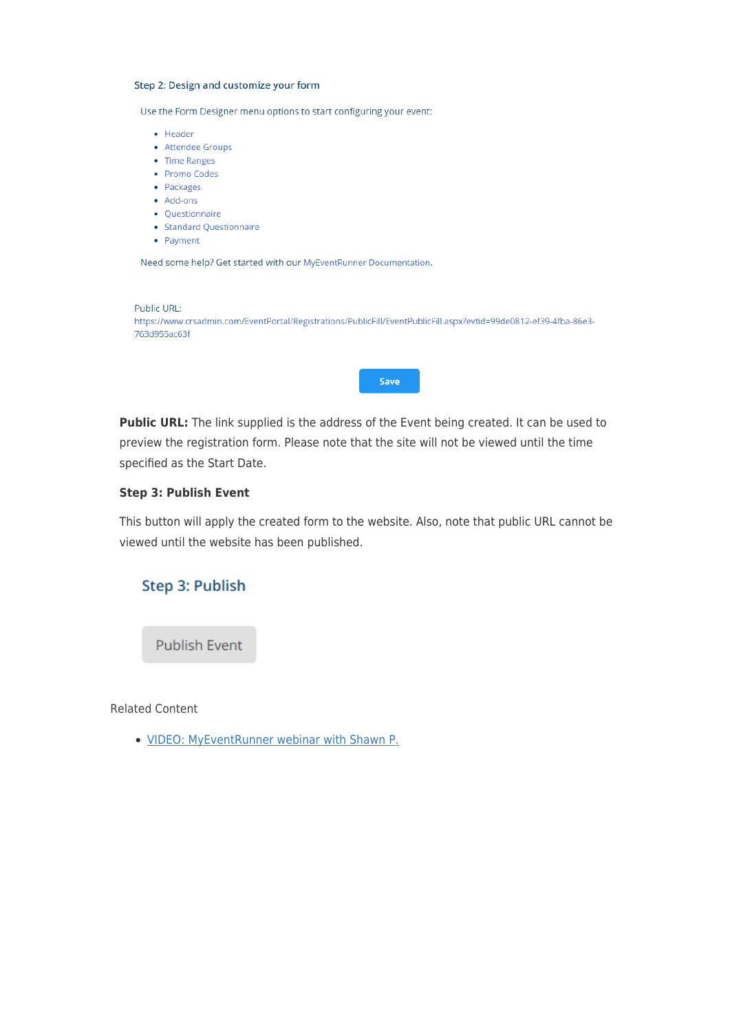Step 2: Design and customize your form

Use the Form Designer menu options to start configuring your event:

- Header
- Attendee Groups
- Time Ranges
- Promo Codes
- Packages
- Add-ons
- Questionnaire
- Standard Questionnaire
- Payment

Need some help? Get started with our MyEventRunner Documentation.

Public URL:
https://www.crsadmin.com/EventPortal/Registrations/PublicFill/EventPublicFill.aspx?evtid=99de0812-ef39-4fba-86e3-763d955ac63f

Save

**Public URL:** The link supplied is the address of the Event being created. It can be used to preview the registration form. Please note that the site will not be viewed until the time specified as the Start Date.

**Step 3: Publish Event**

This button will apply the created form to the website. Also, note that public URL cannot be viewed until the website has been published.

Step 3: Publish

Publish Event

Related Content

- VIDEO: MyEventRunner webinar with Shawn P.